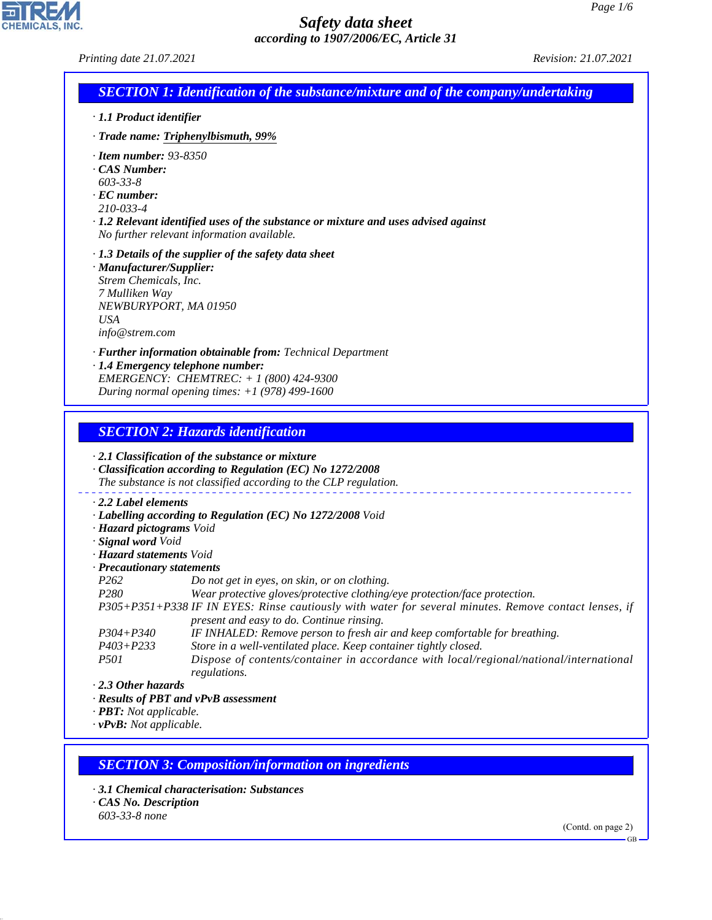# Safety data sheet

*according to 1907/2006/EC, Article 31*

Printing date 21.07.2021 Revision: 21.07.2021

## SECTION 1: Identification of the substance/mixture and of the company/undertaking

· **1.1 Product identifier**

· **Trade name: Triphenylbismuth, 99%**

· **Item number:** 93-8350
· **CAS Number:**
603-33-8
· **EC number:**
210-033-4
· **1.2 Relevant identified uses of the substance or mixture and uses advised against**
No further relevant information available.

· **1.3 Details of the supplier of the safety data sheet**
· **Manufacturer/Supplier:**
Strem Chemicals, Inc.
7 Mulliken Way
NEWBURYPORT, MA 01950
USA
info@strem.com

· **Further information obtainable from:** Technical Department
· **1.4 Emergency telephone number:**
EMERGENCY: CHEMTREC: + 1 (800) 424-9300
During normal opening times: +1 (978) 499-1600

## SECTION 2: Hazards identification

· **2.1 Classification of the substance or mixture**
· **Classification according to Regulation (EC) No 1272/2008**
The substance is not classified according to the CLP regulation.

· **2.2 Label elements**
· **Labelling according to Regulation (EC) No 1272/2008** Void
· **Hazard pictograms** Void
· **Signal word** Void
· **Hazard statements** Void
· **Precautionary statements**

P262 Do not get in eyes, on skin, or on clothing.
P280 Wear protective gloves/protective clothing/eye protection/face protection.
P305+P351+P338 IF IN EYES: Rinse cautiously with water for several minutes. Remove contact lenses, if present and easy to do. Continue rinsing.
P304+P340 IF INHALED: Remove person to fresh air and keep comfortable for breathing.
P403+P233 Store in a well-ventilated place. Keep container tightly closed.
P501 Dispose of contents/container in accordance with local/regional/national/international regulations.

· **2.3 Other hazards**
· **Results of PBT and vPvB assessment**
· **PBT:** Not applicable.
· **vPvB:** Not applicable.

## SECTION 3: Composition/information on ingredients

· **3.1 Chemical characterisation: Substances**
· **CAS No. Description**
603-33-8 none

(Contd. on page 2)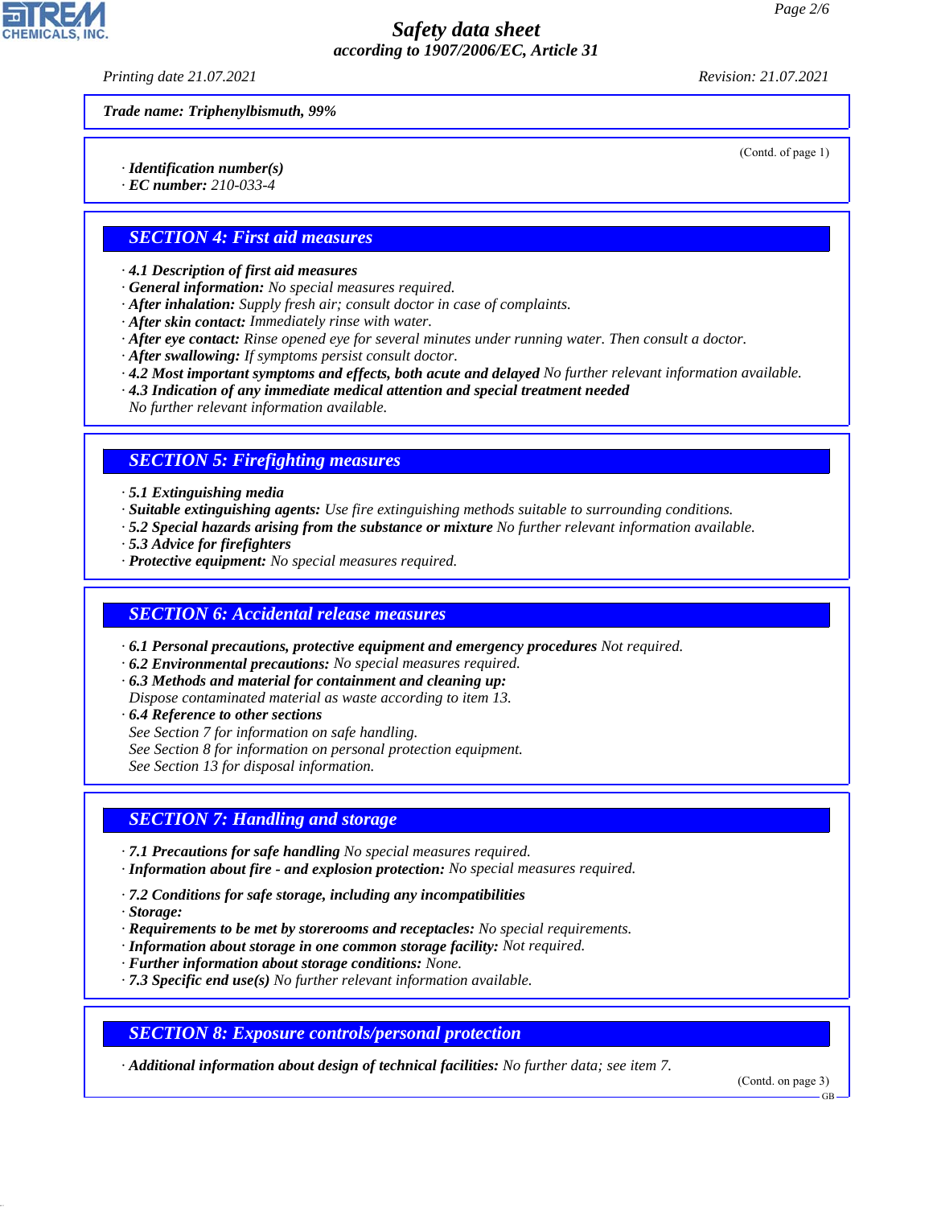Trade name: Triphenylbismuth, 99%

(Contd. of page 1)

· **Identification number(s)**
· **EC number:** 210-033-4

## SECTION 4: First aid measures

· **4.1 Description of first aid measures**
· **General information:** No special measures required.
· **After inhalation:** Supply fresh air; consult doctor in case of complaints.
· **After skin contact:** Immediately rinse with water.
· **After eye contact:** Rinse opened eye for several minutes under running water. Then consult a doctor.
· **After swallowing:** If symptoms persist consult doctor.
· **4.2 Most important symptoms and effects, both acute and delayed** No further relevant information available.
· **4.3 Indication of any immediate medical attention and special treatment needed**
No further relevant information available.

## SECTION 5: Firefighting measures

· **5.1 Extinguishing media**
· **Suitable extinguishing agents:** Use fire extinguishing methods suitable to surrounding conditions.
· **5.2 Special hazards arising from the substance or mixture** No further relevant information available.
· **5.3 Advice for firefighters**
· **Protective equipment:** No special measures required.

## SECTION 6: Accidental release measures

· **6.1 Personal precautions, protective equipment and emergency procedures** Not required.
· **6.2 Environmental precautions:** No special measures required.
· **6.3 Methods and material for containment and cleaning up:**
Dispose contaminated material as waste according to item 13.
· **6.4 Reference to other sections**
See Section 7 for information on safe handling.
See Section 8 for information on personal protection equipment.
See Section 13 for disposal information.

## SECTION 7: Handling and storage

· **7.1 Precautions for safe handling** No special measures required.
· **Information about fire - and explosion protection:** No special measures required.

· **7.2 Conditions for safe storage, including any incompatibilities**
· **Storage:**
· **Requirements to be met by storerooms and receptacles:** No special requirements.
· **Information about storage in one common storage facility:** Not required.
· **Further information about storage conditions:** None.
· **7.3 Specific end use(s)** No further relevant information available.

## SECTION 8: Exposure controls/personal protection

· **Additional information about design of technical facilities:** No further data; see item 7.

(Contd. on page 3)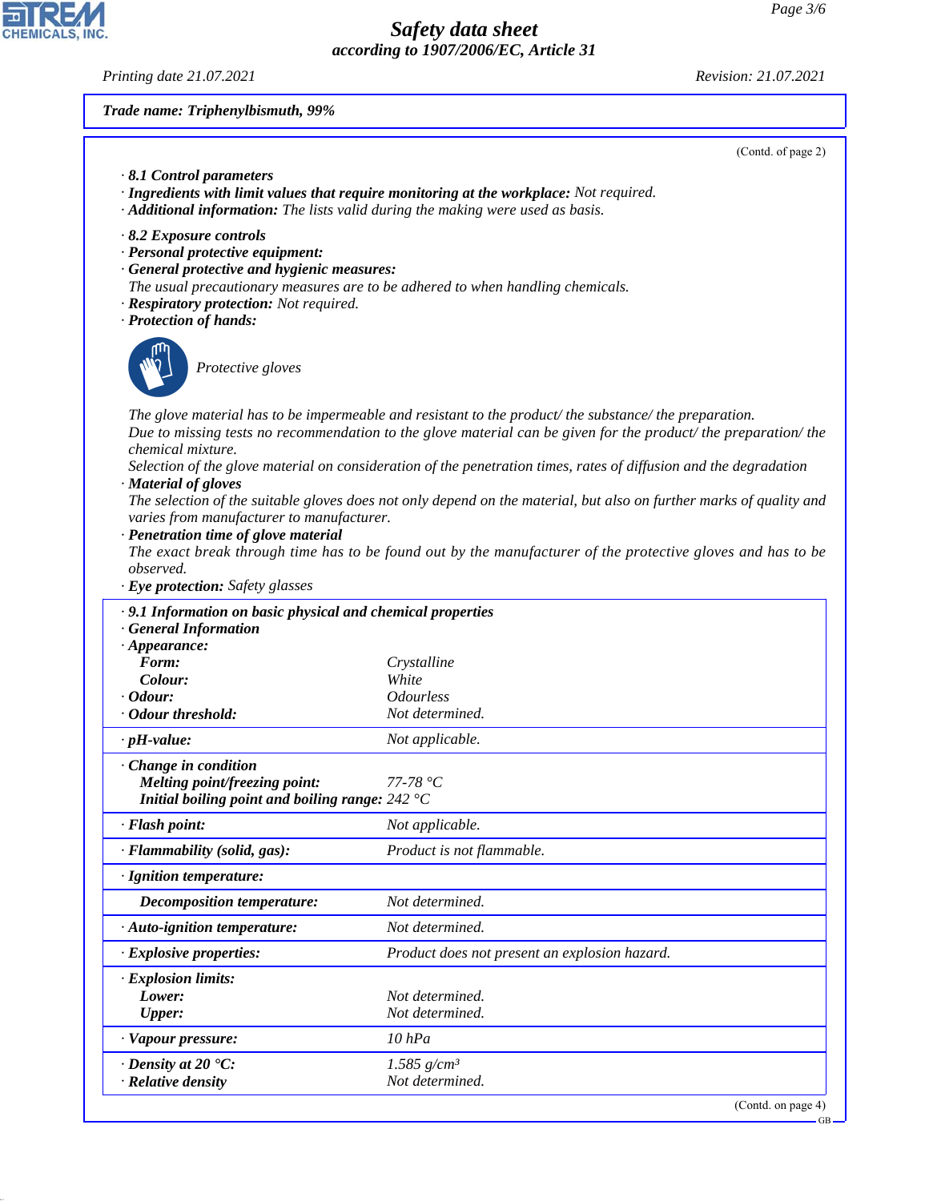Trade name: Triphenylbismuth, 99%

(Contd. of page 2)

· **8.1 Control parameters**
· **Ingredients with limit values that require monitoring at the workplace:** Not required.
· **Additional information:** The lists valid during the making were used as basis.

· **8.2 Exposure controls**
· **Personal protective equipment:**
· **General protective and hygienic measures:**
The usual precautionary measures are to be adhered to when handling chemicals.
· **Respiratory protection:** Not required.
· **Protection of hands:**

Protective gloves

The glove material has to be impermeable and resistant to the product/ the substance/ the preparation.
Due to missing tests no recommendation to the glove material can be given for the product/ the preparation/ the chemical mixture.
Selection of the glove material on consideration of the penetration times, rates of diffusion and the degradation
· **Material of gloves**
The selection of the suitable gloves does not only depend on the material, but also on further marks of quality and varies from manufacturer to manufacturer.
· **Penetration time of glove material**
The exact break through time has to be found out by the manufacturer of the protective gloves and has to be observed.
· **Eye protection:** Safety glasses

| · **9.1 Information on basic physical and chemical properties** | |
|---|---|
| · **General Information** | |
| · **Appearance:** | |
| **Form:** | Crystalline |
| **Colour:** | White |
| · **Odour:** | Odourless |
| · **Odour threshold:** | Not determined. |
| · **pH-value:** | Not applicable. |
| · **Change in condition** | |
| **Melting point/freezing point:** | 77-78 °C |
| **Initial boiling point and boiling range:** | 242 °C |
| · **Flash point:** | Not applicable. |
| · **Flammability (solid, gas):** | Product is not flammable. |
| · **Ignition temperature:** | |
| **Decomposition temperature:** | Not determined. |
| · **Auto-ignition temperature:** | Not determined. |
| · **Explosive properties:** | Product does not present an explosion hazard. |
| · **Explosion limits:** | |
| **Lower:** | Not determined. |
| **Upper:** | Not determined. |
| · **Vapour pressure:** | 10 hPa |
| · **Density at 20 °C:** | 1.585 g/cm³ |
| · **Relative density** | Not determined. |

(Contd. on page 4)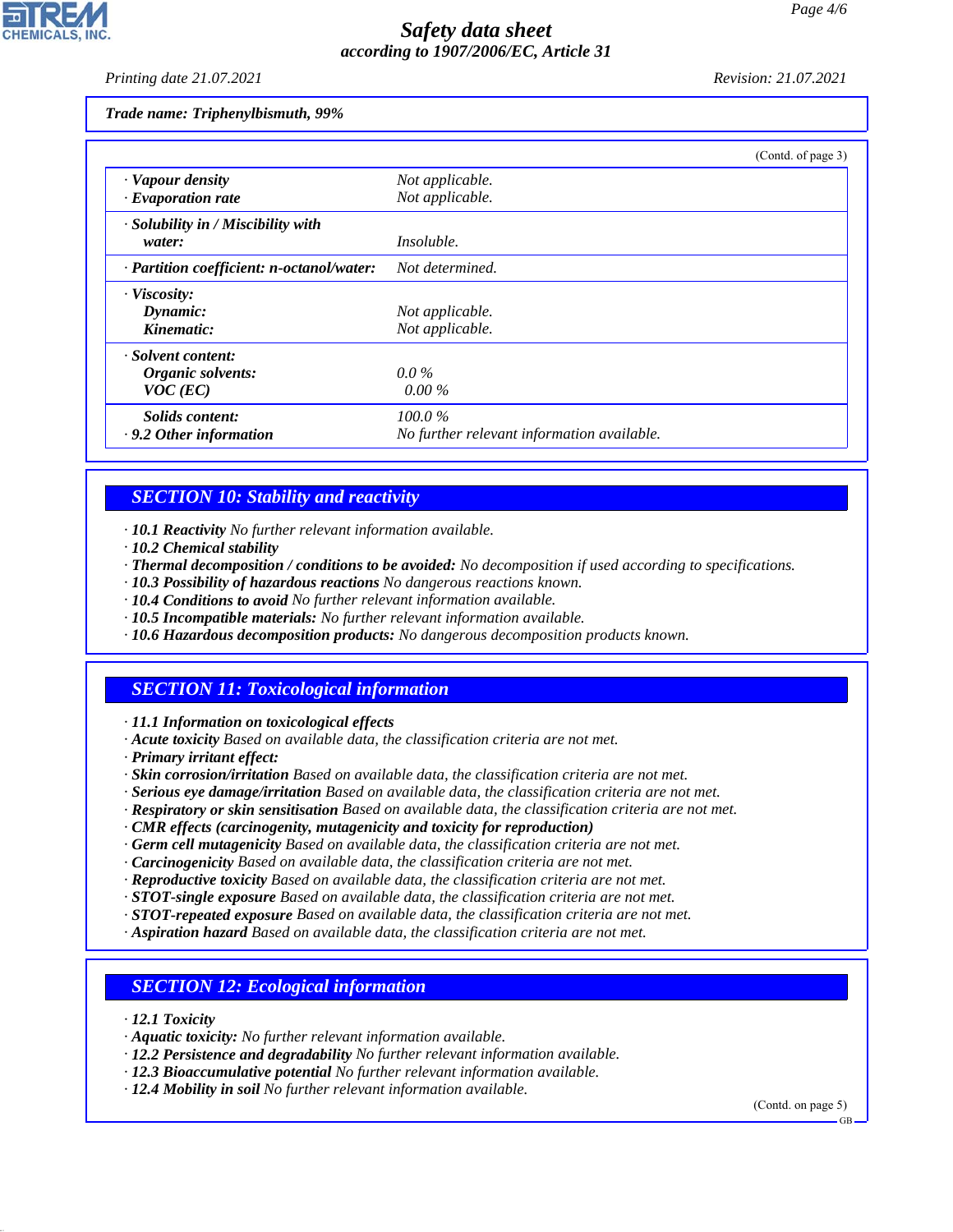Trade name: Triphenylbismuth, 99%

(Contd. of page 3)

| | |
|---|---|
| · **Vapour density** | Not applicable. |
| · **Evaporation rate** | Not applicable. |
| · **Solubility in / Miscibility with water:** | Insoluble. |
| · **Partition coefficient: n-octanol/water:** | Not determined. |
| · **Viscosity:** | |
| **Dynamic:** | Not applicable. |
| **Kinematic:** | Not applicable. |
| · **Solvent content:** | |
| **Organic solvents:** | 0.0 % |
| **VOC (EC)** | 0.00 % |
| **Solids content:** | 100.0 % |
| · **9.2 Other information** | No further relevant information available. |

## SECTION 10: Stability and reactivity

- **10.1 Reactivity** No further relevant information available.
- **10.2 Chemical stability**
- **Thermal decomposition / conditions to be avoided:** No decomposition if used according to specifications.
- **10.3 Possibility of hazardous reactions** No dangerous reactions known.
- **10.4 Conditions to avoid** No further relevant information available.
- **10.5 Incompatible materials:** No further relevant information available.
- **10.6 Hazardous decomposition products:** No dangerous decomposition products known.

## SECTION 11: Toxicological information

- **11.1 Information on toxicological effects**
- **Acute toxicity** Based on available data, the classification criteria are not met.
- **Primary irritant effect:**
- **Skin corrosion/irritation** Based on available data, the classification criteria are not met.
- **Serious eye damage/irritation** Based on available data, the classification criteria are not met.
- **Respiratory or skin sensitisation** Based on available data, the classification criteria are not met.
- **CMR effects (carcinogenity, mutagenicity and toxicity for reproduction)**
- **Germ cell mutagenicity** Based on available data, the classification criteria are not met.
- **Carcinogenicity** Based on available data, the classification criteria are not met.
- **Reproductive toxicity** Based on available data, the classification criteria are not met.
- **STOT-single exposure** Based on available data, the classification criteria are not met.
- **STOT-repeated exposure** Based on available data, the classification criteria are not met.
- **Aspiration hazard** Based on available data, the classification criteria are not met.

## SECTION 12: Ecological information

- **12.1 Toxicity**
- **Aquatic toxicity:** No further relevant information available.
- **12.2 Persistence and degradability** No further relevant information available.
- **12.3 Bioaccumulative potential** No further relevant information available.
- **12.4 Mobility in soil** No further relevant information available.

(Contd. on page 5)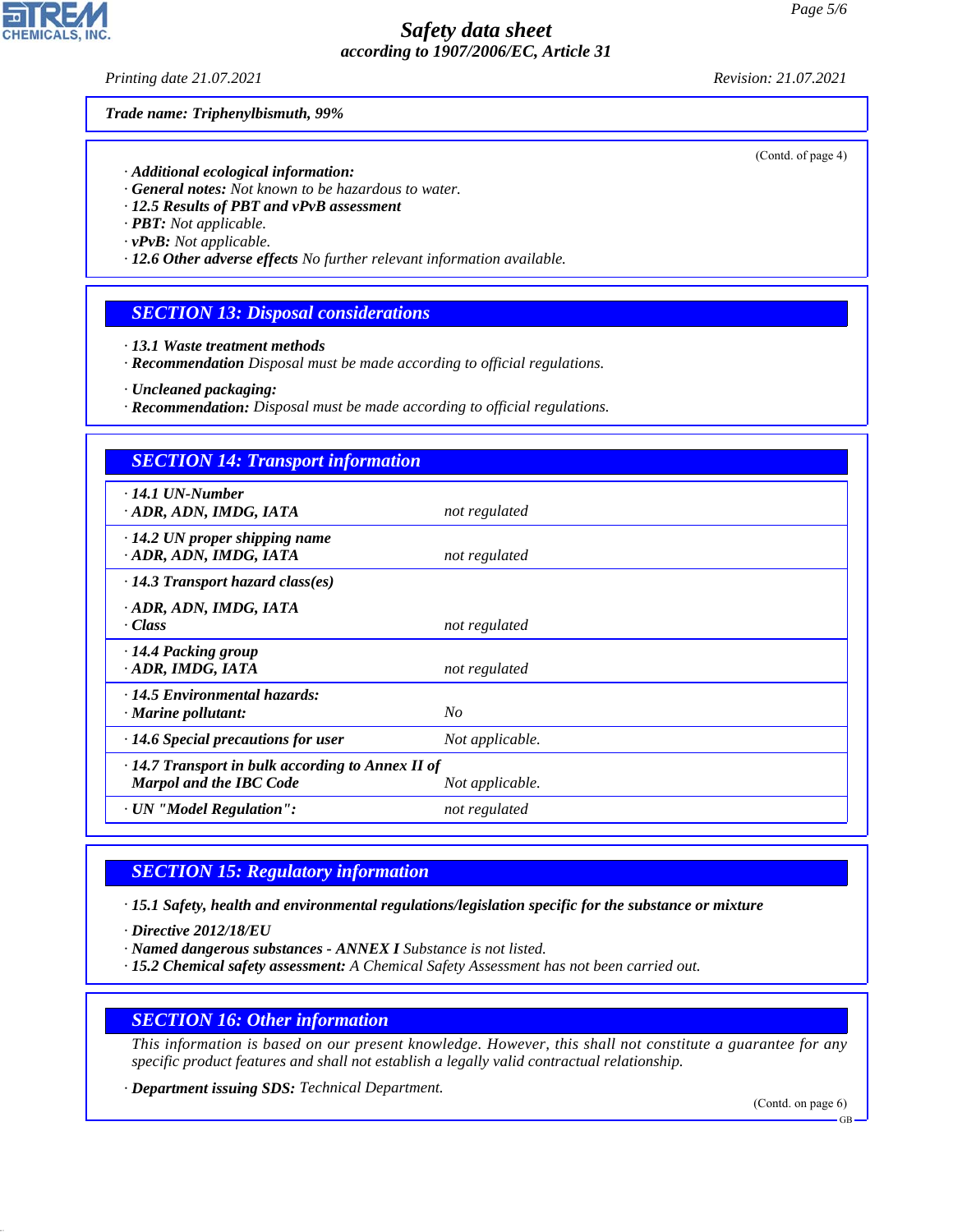**Trade name: Triphenylbismuth, 99%**

(Contd. of page 4)

· **Additional ecological information:**
· **General notes:** Not known to be hazardous to water.
· **12.5 Results of PBT and vPvB assessment**
· **PBT:** Not applicable.
· **vPvB:** Not applicable.
· **12.6 Other adverse effects** No further relevant information available.

## SECTION 13: Disposal considerations

· **13.1 Waste treatment methods**
· **Recommendation** Disposal must be made according to official regulations.

· **Uncleaned packaging:**
· **Recommendation:** Disposal must be made according to official regulations.

## SECTION 14: Transport information

| | |
|---|---|
| · **14.1 UN-Number** · **ADR, ADN, IMDG, IATA** | not regulated |
| · **14.2 UN proper shipping name** · **ADR, ADN, IMDG, IATA** | not regulated |
| · **14.3 Transport hazard class(es)** · **ADR, ADN, IMDG, IATA** · **Class** | not regulated |
| · **14.4 Packing group** · **ADR, IMDG, IATA** | not regulated |
| · **14.5 Environmental hazards:** · **Marine pollutant:** | No |
| · **14.6 Special precautions for user** | Not applicable. |
| · **14.7 Transport in bulk according to Annex II of Marpol and the IBC Code** | Not applicable. |
| · **UN "Model Regulation":** | not regulated |

## SECTION 15: Regulatory information

· **15.1 Safety, health and environmental regulations/legislation specific for the substance or mixture**

· **Directive 2012/18/EU**
· **Named dangerous substances - ANNEX I** Substance is not listed.
· **15.2 Chemical safety assessment:** A Chemical Safety Assessment has not been carried out.

## SECTION 16: Other information

This information is based on our present knowledge. However, this shall not constitute a guarantee for any specific product features and shall not establish a legally valid contractual relationship.

· **Department issuing SDS:** Technical Department.

(Contd. on page 6)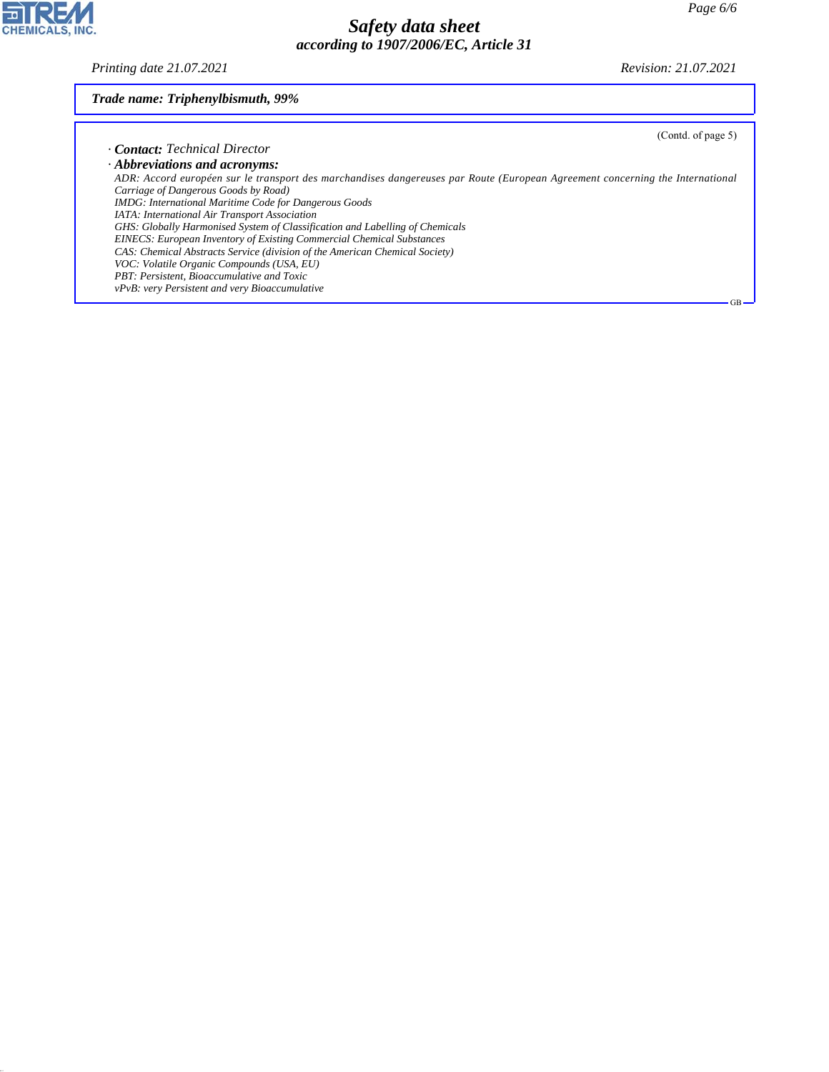# Safety data sheet
## according to 1907/2006/EC, Article 31

*Printing date 21.07.2021* *Revision: 21.07.2021*

***Trade name: Triphenylbismuth, 99%***

(Contd. of page 5)

· ***Contact:*** *Technical Director*

· ***Abbreviations and acronyms:***

*ADR: Accord européen sur le transport des marchandises dangereuses par Route (European Agreement concerning the International Carriage of Dangerous Goods by Road)*
*IMDG: International Maritime Code for Dangerous Goods*
*IATA: International Air Transport Association*
*GHS: Globally Harmonised System of Classification and Labelling of Chemicals*
*EINECS: European Inventory of Existing Commercial Chemical Substances*
*CAS: Chemical Abstracts Service (division of the American Chemical Society)*
*VOC: Volatile Organic Compounds (USA, EU)*
*PBT: Persistent, Bioaccumulative and Toxic*
*vPvB: very Persistent and very Bioaccumulative*

GB